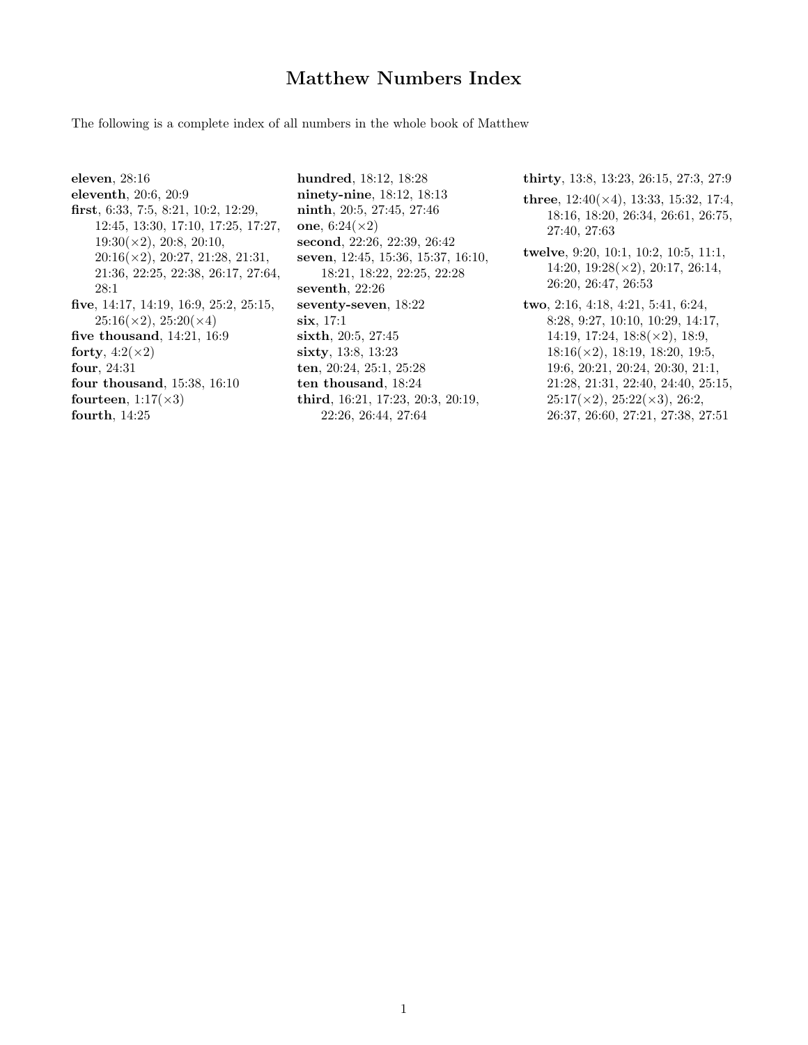# Matthew Numbers Index

The following is a complete index of all numbers in the whole book of Matthew

**eleven**, 28:16
**eleventh**, 20:6, 20:9
**first**, 6:33, 7:5, 8:21, 10:2, 12:29, 12:45, 13:30, 17:10, 17:25, 17:27, 19:30(×2), 20:8, 20:10, 20:16(×2), 20:27, 21:28, 21:31, 21:36, 22:25, 22:38, 26:17, 27:64, 28:1
**five**, 14:17, 14:19, 16:9, 25:2, 25:15, 25:16(×2), 25:20(×4)
**five thousand**, 14:21, 16:9
**forty**, 4:2(×2)
**four**, 24:31
**four thousand**, 15:38, 16:10
**fourteen**, 1:17(×3)
**fourth**, 14:25
**hundred**, 18:12, 18:28
**ninety-nine**, 18:12, 18:13
**ninth**, 20:5, 27:45, 27:46
**one**, 6:24(×2)
**second**, 22:26, 22:39, 26:42
**seven**, 12:45, 15:36, 15:37, 16:10, 18:21, 18:22, 22:25, 22:28
**seventh**, 22:26
**seventy-seven**, 18:22
**six**, 17:1
**sixth**, 20:5, 27:45
**sixty**, 13:8, 13:23
**ten**, 20:24, 25:1, 25:28
**ten thousand**, 18:24
**third**, 16:21, 17:23, 20:3, 20:19, 22:26, 26:44, 27:64
**thirty**, 13:8, 13:23, 26:15, 27:3, 27:9
**three**, 12:40(×4), 13:33, 15:32, 17:4, 18:16, 18:20, 26:34, 26:61, 26:75, 27:40, 27:63
**twelve**, 9:20, 10:1, 10:2, 10:5, 11:1, 14:20, 19:28(×2), 20:17, 26:14, 26:20, 26:47, 26:53
**two**, 2:16, 4:18, 4:21, 5:41, 6:24, 8:28, 9:27, 10:10, 10:29, 14:17, 14:19, 17:24, 18:8(×2), 18:9, 18:16(×2), 18:19, 18:20, 19:5, 19:6, 20:21, 20:24, 20:30, 21:1, 21:28, 21:31, 22:40, 24:40, 25:15, 25:17(×2), 25:22(×3), 26:2, 26:37, 26:60, 27:21, 27:38, 27:51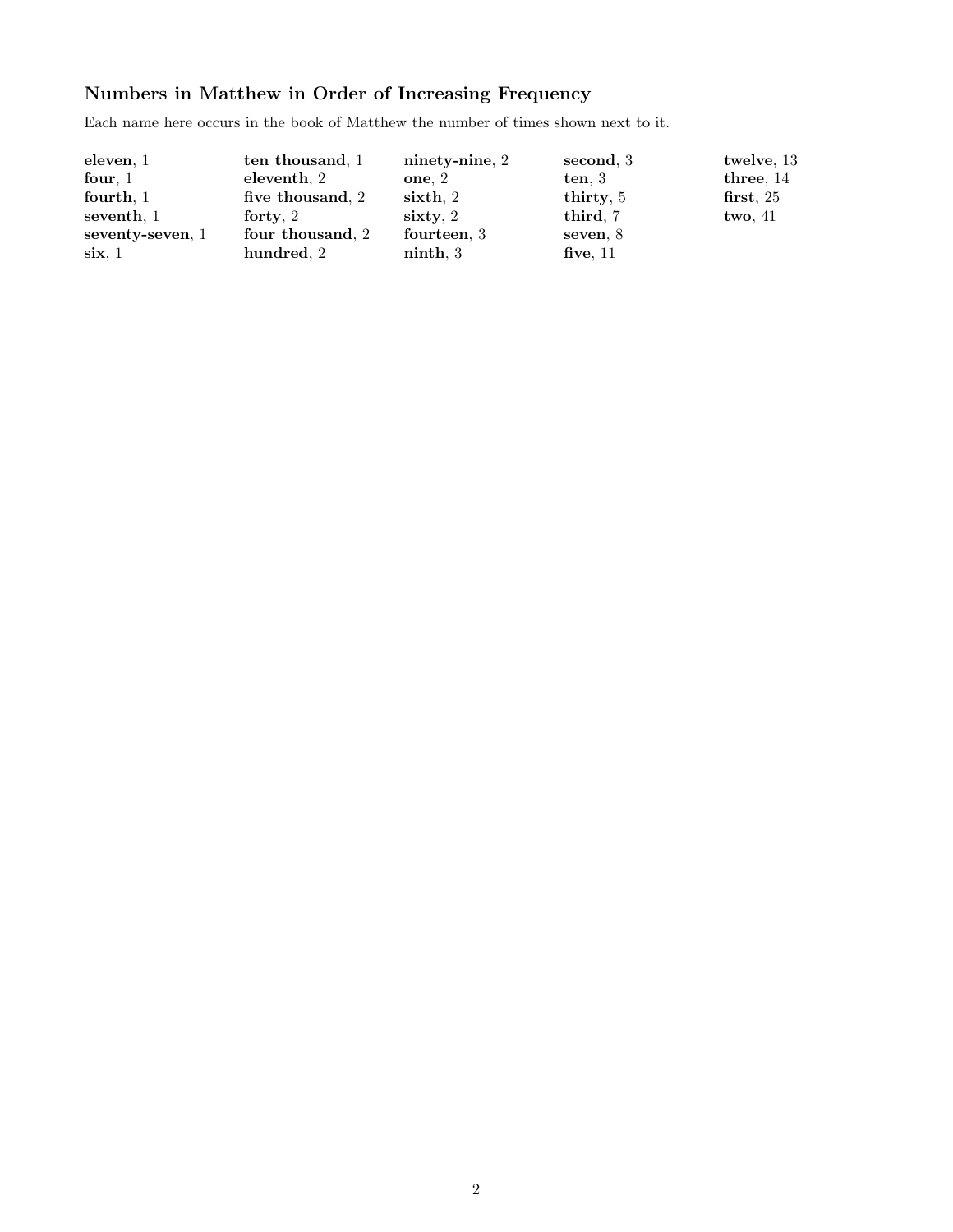## Numbers in Matthew in Order of Increasing Frequency

Each name here occurs in the book of Matthew the number of times shown next to it.

**eleven**, 1
**four**, 1
**fourth**, 1
**seventh**, 1
**seventy-seven**, 1
**six**, 1
**ten thousand**, 1
**eleventh**, 2
**five thousand**, 2
**forty**, 2
**four thousand**, 2
**hundred**, 2
**ninety-nine**, 2
**one**, 2
**sixth**, 2
**sixty**, 2
**fourteen**, 3
**ninth**, 3
**second**, 3
**ten**, 3
**thirty**, 5
**third**, 7
**seven**, 8
**five**, 11
**twelve**, 13
**three**, 14
**first**, 25
**two**, 41